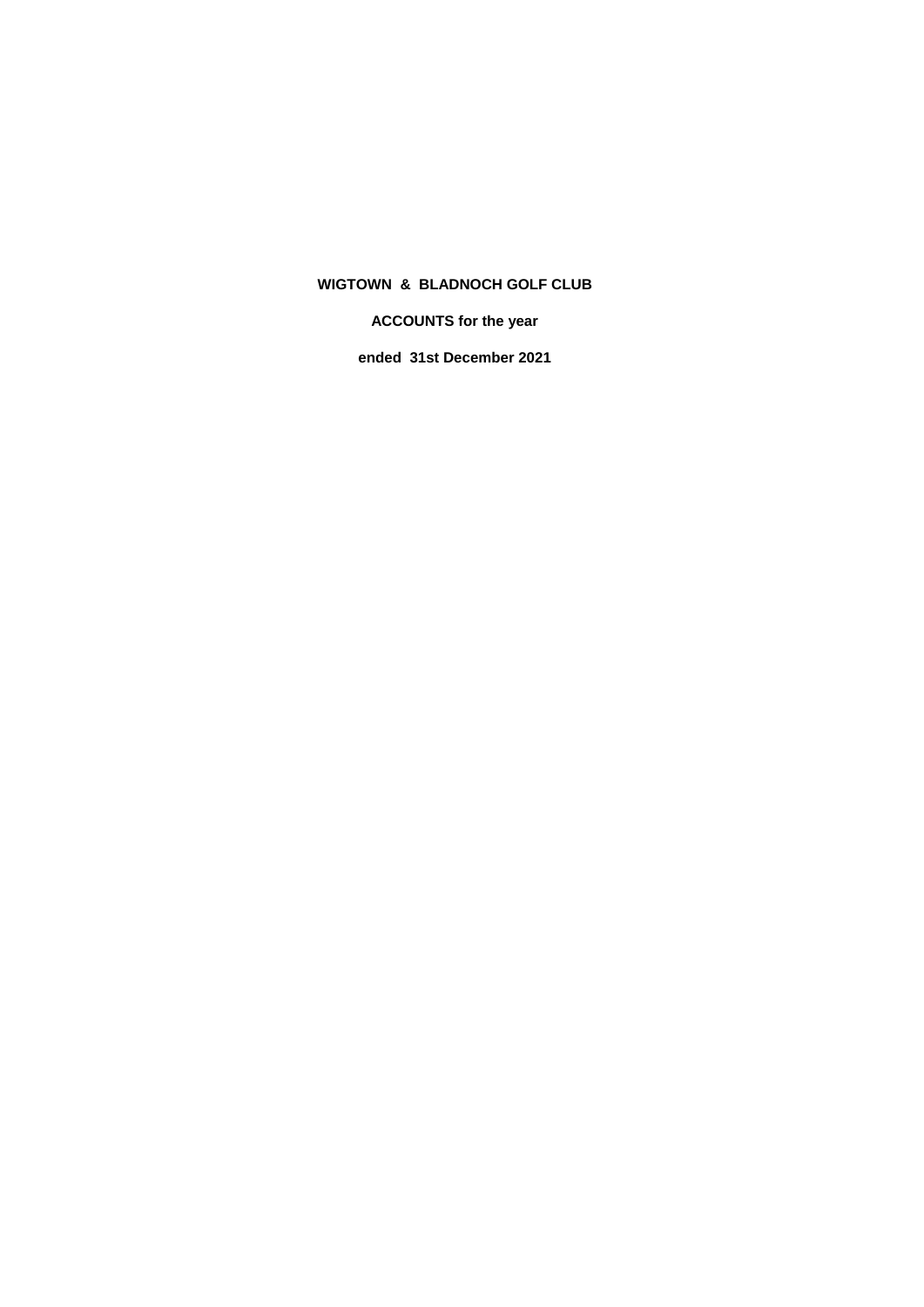# WIGTOWN & BLADNOCH GOLF CLUB

## ACCOUNTS for the year

## ended 31st December 2021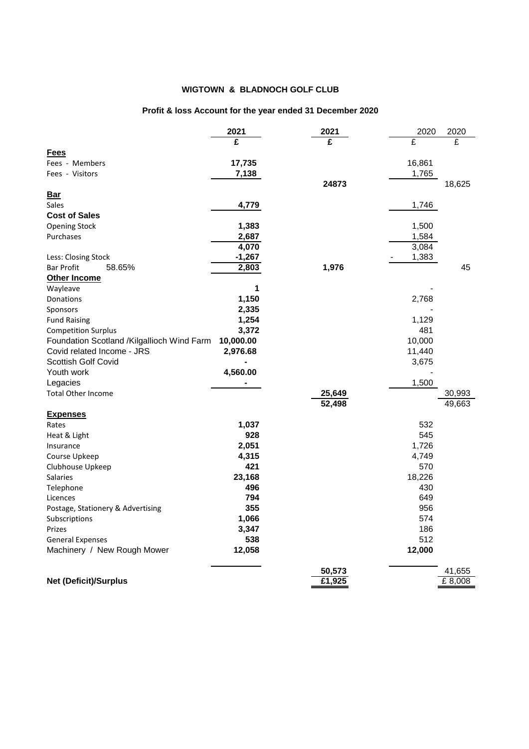**WIGTOWN & BLADNOCH GOLF CLUB**

**Profit & loss Account for the year ended 31 December 2020**

| | 2021 | 2021 | 2020 | 2020 |
|---|---|---|---|---|
| | £ | £ | £ | £ |
| **Fees** | | | | |
| Fees - Members | 17,735 | | 16,861 | |
| Fees - Visitors | 7,138 | | 1,765 | |
| | | 24873 | | 18,625 |
| **Bar** | | | | |
| Sales | 4,779 | | 1,746 | |
| **Cost of Sales** | | | | |
| Opening Stock | 1,383 | | 1,500 | |
| Purchases | 2,687 | | 1,584 | |
| | 4,070 | | 3,084 | |
| Less: Closing Stock | -1,267 | | - 1,383 | |
| Bar Profit 58.65% | 2,803 | 1,976 | | 45 |
| **Other Income** | | | | |
| Wayleave | 1 | | - | |
| Donations | 1,150 | | 2,768 | |
| Sponsors | 2,335 | | - | |
| Fund Raising | 1,254 | | 1,129 | |
| Competition Surplus | 3,372 | | 481 | |
| Foundation Scotland /Kilgallioch Wind Farm | 10,000.00 | | 10,000 | |
| Covid related Income - JRS | 2,976.68 | | 11,440 | |
| Scottish Golf Covid | - | | 3,675 | |
| Youth work | 4,560.00 | | - | |
| Legacies | - | | 1,500 | |
| Total Other Income | | 25,649 | | 30,993 |
| | | 52,498 | | 49,663 |
| **Expenses** | | | | |
| Rates | 1,037 | | 532 | |
| Heat & Light | 928 | | 545 | |
| Insurance | 2,051 | | 1,726 | |
| Course Upkeep | 4,315 | | 4,749 | |
| Clubhouse Upkeep | 421 | | 570 | |
| Salaries | 23,168 | | 18,226 | |
| Telephone | 496 | | 430 | |
| Licences | 794 | | 649 | |
| Postage, Stationery & Advertising | 355 | | 956 | |
| Subscriptions | 1,066 | | 574 | |
| Prizes | 3,347 | | 186 | |
| General Expenses | 538 | | 512 | |
| Machinery / New Rough Mower | 12,058 | | 12,000 | |
| | | 50,573 | | 41,655 |
| **Net (Deficit)/Surplus** | | £1,925 | | £ 8,008 |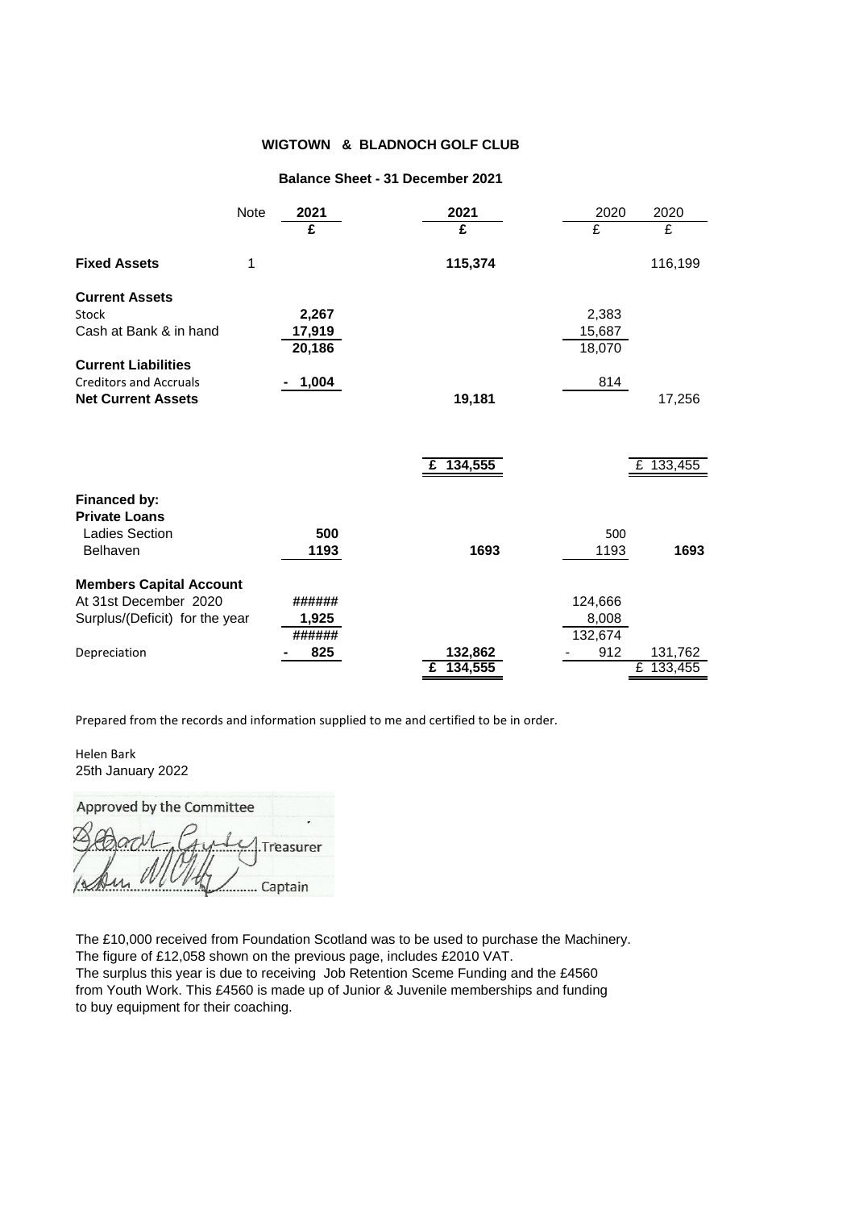# WIGTOWN & BLADNOCH GOLF CLUB

## Balance Sheet - 31 December 2021

| | Note | 2021 | 2021 | 2020 | 2020 |
|---|---|---|---|---|---|
| | | £ | £ | £ | £ |
| **Fixed Assets** | 1 | | **115,374** | | 116,199 |
| **Current Assets** | | | | | |
| Stock | | **2,267** | | 2,383 | |
| Cash at Bank & in hand | | **17,919** | | 15,687 | |
| | | **20,186** | | 18,070 | |
| **Current Liabilities** | | | | | |
| Creditors and Accruals | | **- 1,004** | | 814 | |
| **Net Current Assets** | | | **19,181** | | 17,256 |
| | | | **£ 134,555** | | £ 133,455 |
| **Financed by:** | | | | | |
| **Private Loans** | | | | | |
| Ladies Section | | **500** | | 500 | |
| Belhaven | | **1193** | **1693** | 1193 | **1693** |
| **Members Capital Account** | | | | | |
| At 31st December 2020 | | **######** | | 124,666 | |
| Surplus/(Deficit) for the year | | **1,925** | | 8,008 | |
| | | **######** | | 132,674 | |
| Depreciation | | **- 825** | **132,862** | - 912 | 131,762 |
| | | | **£ 134,555** | | £ 133,455 |

Prepared from the records and information supplied to me and certified to be in order.

Helen Bark
25th January 2022

Approved by the Committee

.......................................Treasurer

.......................................Captain

The £10,000 received from Foundation Scotland was to be used to purchase the Machinery.
The figure of £12,058 shown on the previous page, includes £2010 VAT.
The surplus this year is due to receiving Job Retention Sceme Funding and the £4560 from Youth Work. This £4560 is made up of Junior & Juvenile memberships and funding to buy equipment for their coaching.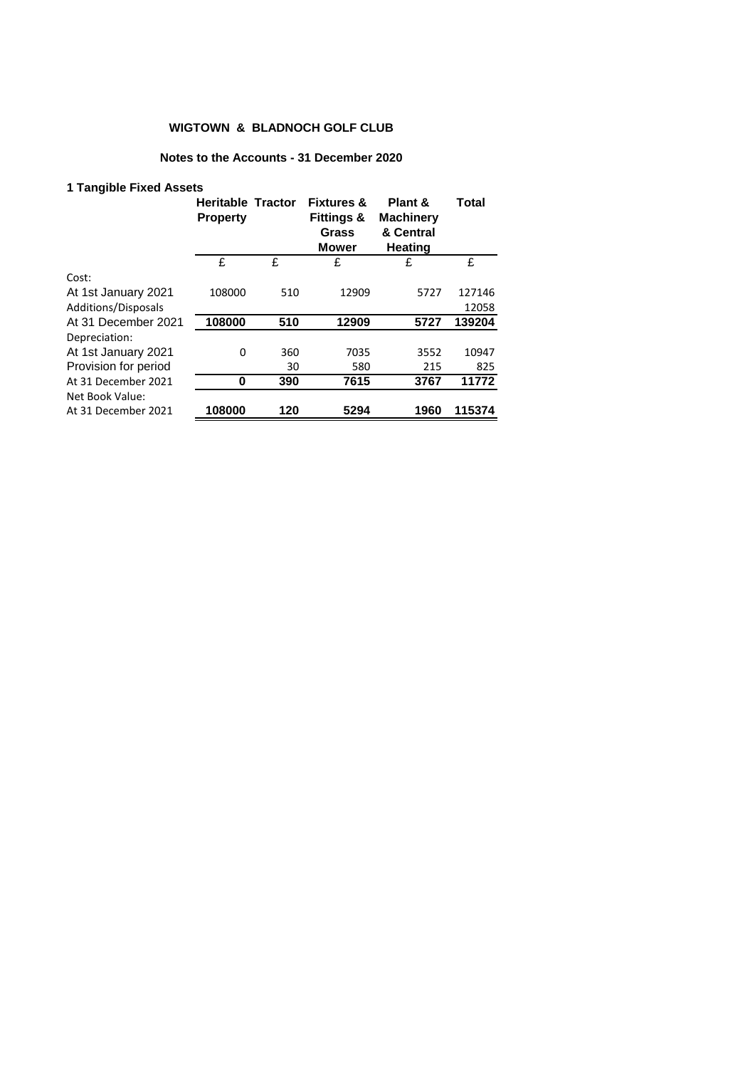# WIGTOWN & BLADNOCH GOLF CLUB

## Notes to the Accounts - 31 December 2020

### 1 Tangible Fixed Assets

| | Heritable Property | Tractor | Fixtures & Fittings & Grass Mower | Plant & Machinery & Central Heating | Total |
|---|---|---|---|---|---|
| | £ | £ | £ | £ | £ |
| Cost: | | | | | |
| At 1st January 2021 | 108000 | 510 | 12909 | 5727 | 127146 |
| Additions/Disposals | | | | | 12058 |
| At 31 December 2021 | **108000** | **510** | **12909** | **5727** | **139204** |
| Depreciation: | | | | | |
| At 1st January 2021 | 0 | 360 | 7035 | 3552 | 10947 |
| Provision for period | | 30 | 580 | 215 | 825 |
| At 31 December 2021 | **0** | **390** | **7615** | **3767** | **11772** |
| Net Book Value: | | | | | |
| At 31 December 2021 | **108000** | **120** | **5294** | **1960** | **115374** |